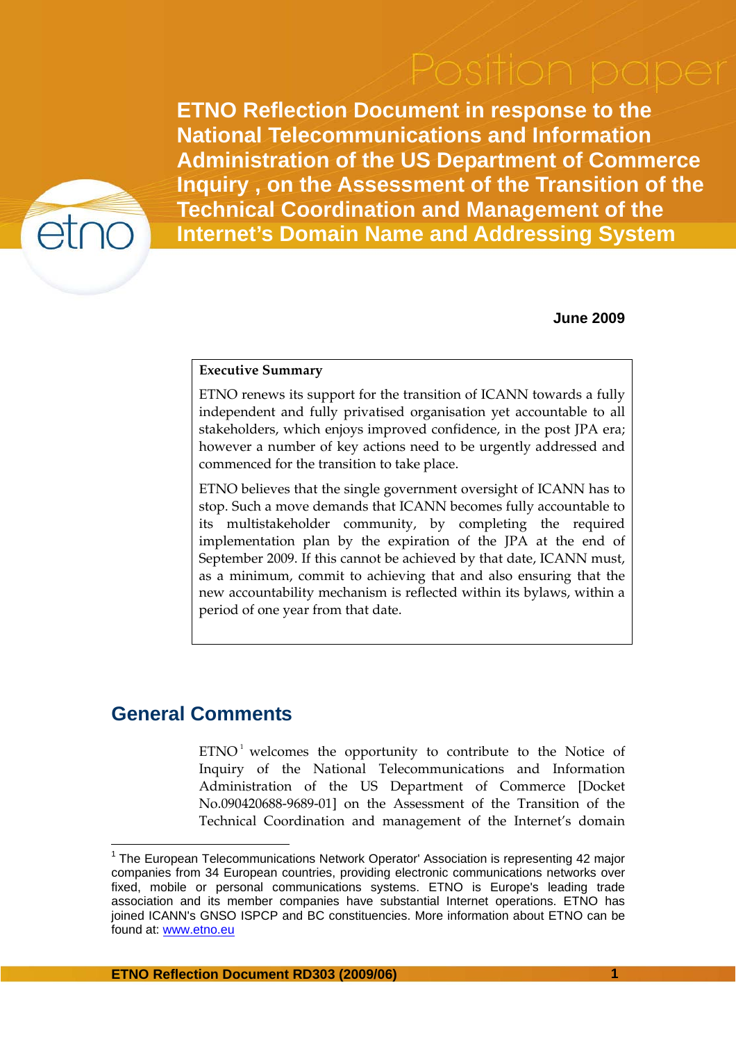Position paper

# ETNO Reflection Document in response to the National Telecommunications and Information Administration of the US Department of Commerce Inquiry , on the Assessment of the Transition of the Technical Coordination and Management of the Internet's Domain Name and Addressing System

**June 2009**

**Executive Summary**

ETNO renews its support for the transition of ICANN towards a fully independent and fully privatised organisation yet accountable to all stakeholders, which enjoys improved confidence, in the post JPA era; however a number of key actions need to be urgently addressed and commenced for the transition to take place.

ETNO believes that the single government oversight of ICANN has to stop. Such a move demands that ICANN becomes fully accountable to its multistakeholder community, by completing the required implementation plan by the expiration of the JPA at the end of September 2009. If this cannot be achieved by that date, ICANN must, as a minimum, commit to achieving that and also ensuring that the new accountability mechanism is reflected within its bylaws, within a period of one year from that date.

## General Comments

ETNO[1] welcomes the opportunity to contribute to the Notice of Inquiry of the National Telecommunications and Information Administration of the US Department of Commerce [Docket No.090420688-9689-01] on the Assessment of the Transition of the Technical Coordination and management of the Internet's domain

[1] The European Telecommunications Network Operator' Association is representing 42 major companies from 34 European countries, providing electronic communications networks over fixed, mobile or personal communications systems. ETNO is Europe's leading trade association and its member companies have substantial Internet operations. ETNO has joined ICANN's GNSO ISPCP and BC constituencies. More information about ETNO can be found at: www.etno.eu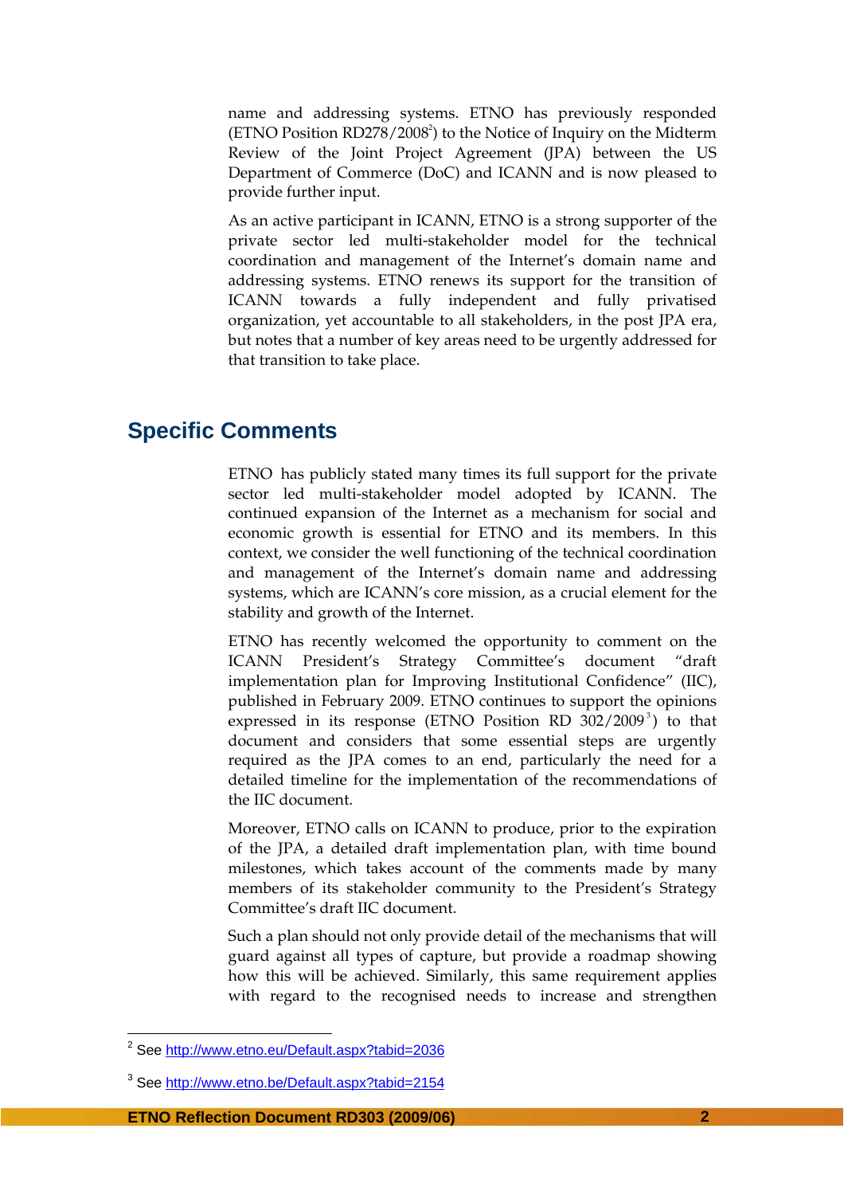name and addressing systems. ETNO has previously responded (ETNO Position RD278/2008[2]) to the Notice of Inquiry on the Midterm Review of the Joint Project Agreement (JPA) between the US Department of Commerce (DoC) and ICANN and is now pleased to provide further input.

As an active participant in ICANN, ETNO is a strong supporter of the private sector led multi-stakeholder model for the technical coordination and management of the Internet's domain name and addressing systems. ETNO renews its support for the transition of ICANN towards a fully independent and fully privatised organization, yet accountable to all stakeholders, in the post JPA era, but notes that a number of key areas need to be urgently addressed for that transition to take place.

## Specific Comments

ETNO has publicly stated many times its full support for the private sector led multi-stakeholder model adopted by ICANN. The continued expansion of the Internet as a mechanism for social and economic growth is essential for ETNO and its members. In this context, we consider the well functioning of the technical coordination and management of the Internet's domain name and addressing systems, which are ICANN's core mission, as a crucial element for the stability and growth of the Internet.

ETNO has recently welcomed the opportunity to comment on the ICANN President's Strategy Committee's document "draft implementation plan for Improving Institutional Confidence" (IIC), published in February 2009. ETNO continues to support the opinions expressed in its response (ETNO Position RD 302/2009[3]) to that document and considers that some essential steps are urgently required as the JPA comes to an end, particularly the need for a detailed timeline for the implementation of the recommendations of the IIC document.

Moreover, ETNO calls on ICANN to produce, prior to the expiration of the JPA, a detailed draft implementation plan, with time bound milestones, which takes account of the comments made by many members of its stakeholder community to the President's Strategy Committee's draft IIC document.

Such a plan should not only provide detail of the mechanisms that will guard against all types of capture, but provide a roadmap showing how this will be achieved. Similarly, this same requirement applies with regard to the recognised needs to increase and strengthen

---

[2] See http://www.etno.eu/Default.aspx?tabid=2036

[3] See http://www.etno.be/Default.aspx?tabid=2154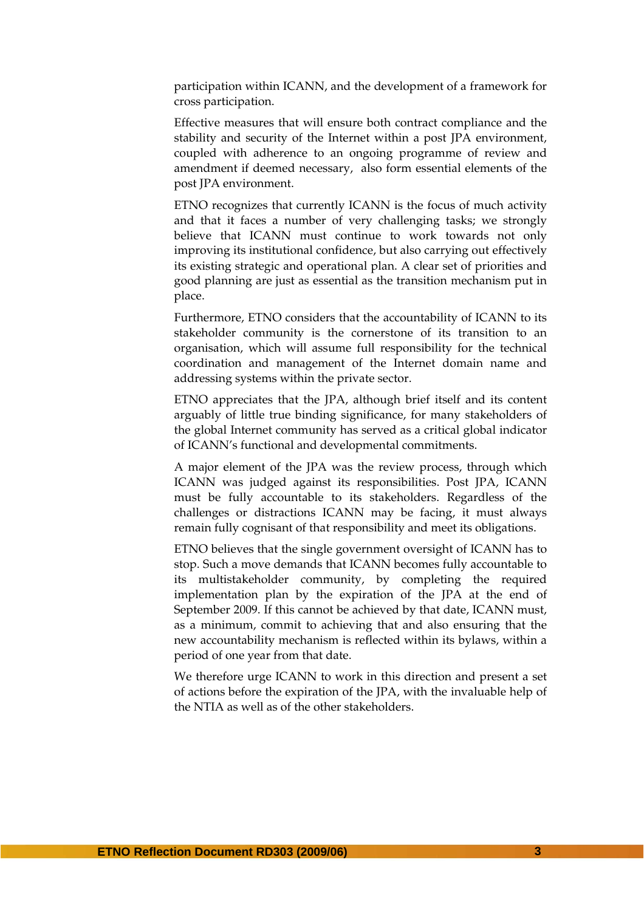participation within ICANN, and the development of a framework for cross participation.

Effective measures that will ensure both contract compliance and the stability and security of the Internet within a post JPA environment, coupled with adherence to an ongoing programme of review and amendment if deemed necessary, also form essential elements of the post JPA environment.

ETNO recognizes that currently ICANN is the focus of much activity and that it faces a number of very challenging tasks; we strongly believe that ICANN must continue to work towards not only improving its institutional confidence, but also carrying out effectively its existing strategic and operational plan. A clear set of priorities and good planning are just as essential as the transition mechanism put in place.

Furthermore, ETNO considers that the accountability of ICANN to its stakeholder community is the cornerstone of its transition to an organisation, which will assume full responsibility for the technical coordination and management of the Internet domain name and addressing systems within the private sector.

ETNO appreciates that the JPA, although brief itself and its content arguably of little true binding significance, for many stakeholders of the global Internet community has served as a critical global indicator of ICANN's functional and developmental commitments.

A major element of the JPA was the review process, through which ICANN was judged against its responsibilities. Post JPA, ICANN must be fully accountable to its stakeholders. Regardless of the challenges or distractions ICANN may be facing, it must always remain fully cognisant of that responsibility and meet its obligations.

ETNO believes that the single government oversight of ICANN has to stop. Such a move demands that ICANN becomes fully accountable to its multistakeholder community, by completing the required implementation plan by the expiration of the JPA at the end of September 2009. If this cannot be achieved by that date, ICANN must, as a minimum, commit to achieving that and also ensuring that the new accountability mechanism is reflected within its bylaws, within a period of one year from that date.

We therefore urge ICANN to work in this direction and present a set of actions before the expiration of the JPA, with the invaluable help of the NTIA as well as of the other stakeholders.